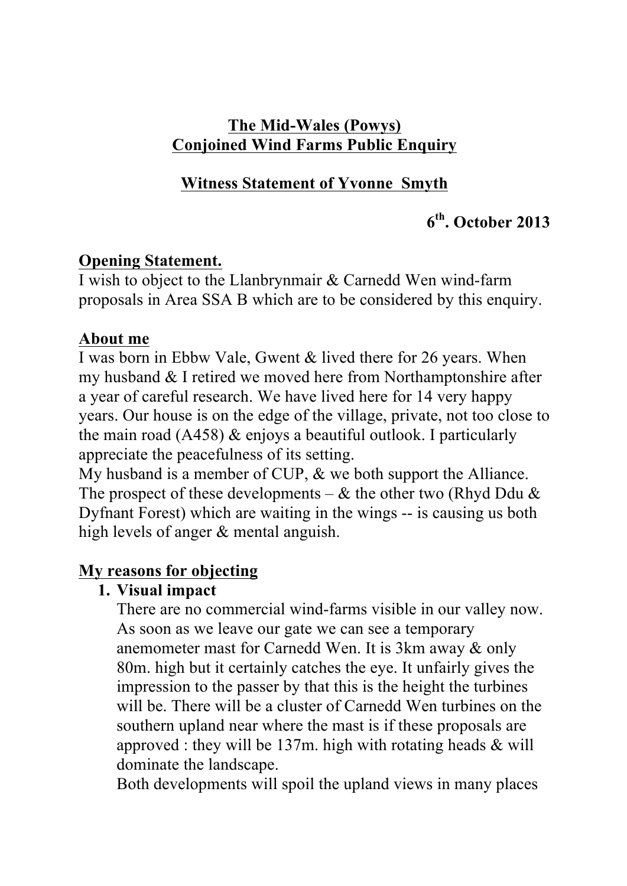# The Mid-Wales (Powys) Conjoined Wind Farms Public Enquiry

## Witness Statement of Yvonne Smyth

**6th. October 2013**

## Opening Statement.

I wish to object to the Llanbrynmair & Carnedd Wen wind-farm proposals in Area SSA B which are to be considered by this enquiry.

## About me

I was born in Ebbw Vale, Gwent & lived there for 26 years. When my husband & I retired we moved here from Northamptonshire after a year of careful research. We have lived here for 14 very happy years. Our house is on the edge of the village, private, not too close to the main road (A458) & enjoys a beautiful outlook. I particularly appreciate the peacefulness of its setting.

My husband is a member of CUP, & we both support the Alliance. The prospect of these developments – & the other two (Rhyd Ddu & Dyfnant Forest) which are waiting in the wings -- is causing us both high levels of anger & mental anguish.

## My reasons for objecting

1. **Visual impact**

   There are no commercial wind-farms visible in our valley now. As soon as we leave our gate we can see a temporary anemometer mast for Carnedd Wen. It is 3km away & only 80m. high but it certainly catches the eye. It unfairly gives the impression to the passer by that this is the height the turbines will be. There will be a cluster of Carnedd Wen turbines on the southern upland near where the mast is if these proposals are approved : they will be 137m. high with rotating heads & will dominate the landscape.

   Both developments will spoil the upland views in many places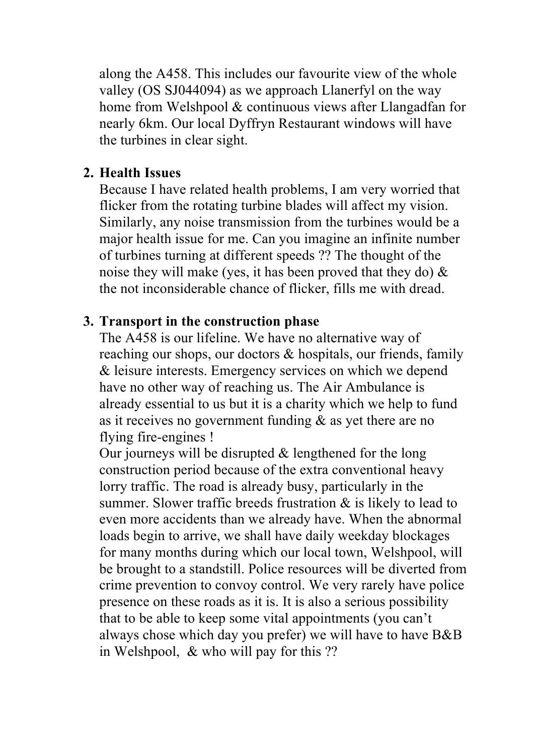along the A458. This includes our favourite view of the whole valley (OS SJ044094) as we approach Llanerfyl on the way home from Welshpool & continuous views after Llangadfan for nearly 6km. Our local Dyffryn Restaurant windows will have the turbines in clear sight.

2. **Health Issues**
   Because I have related health problems, I am very worried that flicker from the rotating turbine blades will affect my vision. Similarly, any noise transmission from the turbines would be a major health issue for me. Can you imagine an infinite number of turbines turning at different speeds ?? The thought of the noise they will make (yes, it has been proved that they do) & the not inconsiderable chance of flicker, fills me with dread.

3. **Transport in the construction phase**
   The A458 is our lifeline. We have no alternative way of reaching our shops, our doctors & hospitals, our friends, family & leisure interests. Emergency services on which we depend have no other way of reaching us. The Air Ambulance is already essential to us but it is a charity which we help to fund as it receives no government funding & as yet there are no flying fire-engines !
   Our journeys will be disrupted & lengthened for the long construction period because of the extra conventional heavy lorry traffic. The road is already busy, particularly in the summer. Slower traffic breeds frustration & is likely to lead to even more accidents than we already have. When the abnormal loads begin to arrive, we shall have daily weekday blockages for many months during which our local town, Welshpool, will be brought to a standstill. Police resources will be diverted from crime prevention to convoy control. We very rarely have police presence on these roads as it is. It is also a serious possibility that to be able to keep some vital appointments (you can't always chose which day you prefer) we will have to have B&B in Welshpool, & who will pay for this ??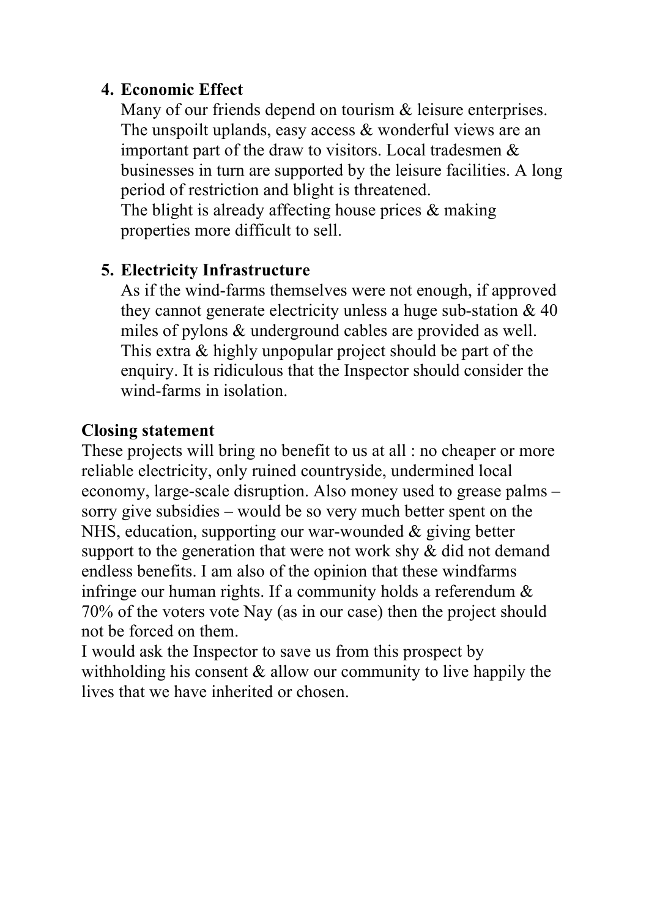4. **Economic Effect**
   Many of our friends depend on tourism & leisure enterprises. The unspoilt uplands, easy access & wonderful views are an important part of the draw to visitors. Local tradesmen & businesses in turn are supported by the leisure facilities. A long period of restriction and blight is threatened.
   The blight is already affecting house prices & making properties more difficult to sell.

5. **Electricity Infrastructure**
   As if the wind-farms themselves were not enough, if approved they cannot generate electricity unless a huge sub-station & 40 miles of pylons & underground cables are provided as well. This extra & highly unpopular project should be part of the enquiry. It is ridiculous that the Inspector should consider the wind-farms in isolation.

**Closing statement**

These projects will bring no benefit to us at all : no cheaper or more reliable electricity, only ruined countryside, undermined local economy, large-scale disruption. Also money used to grease palms – sorry give subsidies – would be so very much better spent on the NHS, education, supporting our war-wounded & giving better support to the generation that were not work shy & did not demand endless benefits. I am also of the opinion that these windfarms infringe our human rights. If a community holds a referendum & 70% of the voters vote Nay (as in our case) then the project should not be forced on them.

I would ask the Inspector to save us from this prospect by withholding his consent & allow our community to live happily the lives that we have inherited or chosen.